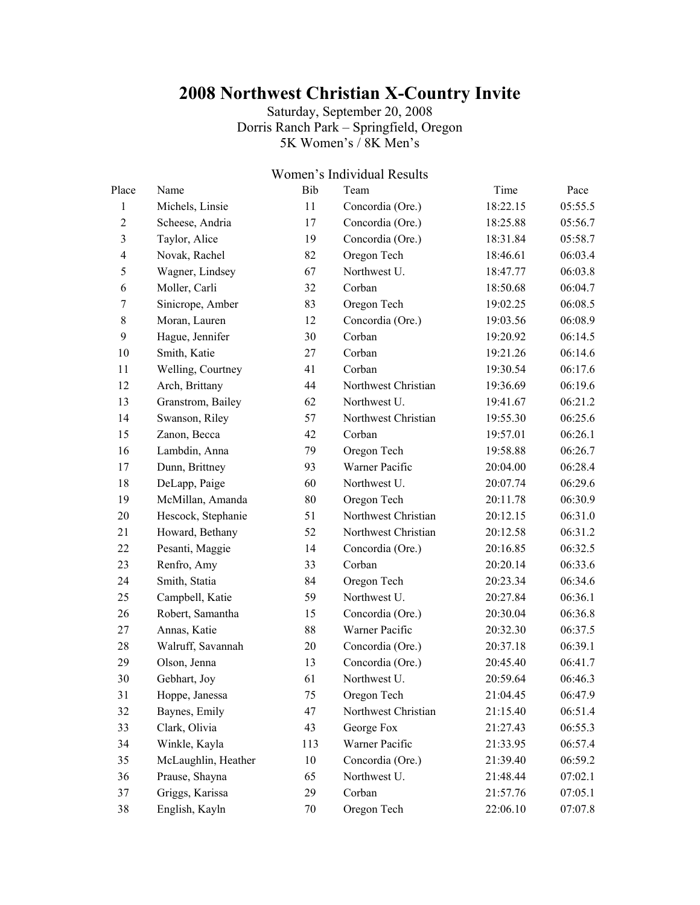# 2008 Northwest Christian X-Country Invite

Saturday, September 20, 2008
Dorris Ranch Park – Springfield, Oregon
5K Women's / 8K Men's

## Women's Individual Results

| Place | Name | Bib | Team | Time | Pace |
|---|---|---|---|---|---|
| 1 | Michels, Linsie | 11 | Concordia (Ore.) | 18:22.15 | 05:55.5 |
| 2 | Scheese, Andria | 17 | Concordia (Ore.) | 18:25.88 | 05:56.7 |
| 3 | Taylor, Alice | 19 | Concordia (Ore.) | 18:31.84 | 05:58.7 |
| 4 | Novak, Rachel | 82 | Oregon Tech | 18:46.61 | 06:03.4 |
| 5 | Wagner, Lindsey | 67 | Northwest U. | 18:47.77 | 06:03.8 |
| 6 | Moller, Carli | 32 | Corban | 18:50.68 | 06:04.7 |
| 7 | Sinicrope, Amber | 83 | Oregon Tech | 19:02.25 | 06:08.5 |
| 8 | Moran, Lauren | 12 | Concordia (Ore.) | 19:03.56 | 06:08.9 |
| 9 | Hague, Jennifer | 30 | Corban | 19:20.92 | 06:14.5 |
| 10 | Smith, Katie | 27 | Corban | 19:21.26 | 06:14.6 |
| 11 | Welling, Courtney | 41 | Corban | 19:30.54 | 06:17.6 |
| 12 | Arch, Brittany | 44 | Northwest Christian | 19:36.69 | 06:19.6 |
| 13 | Granstrom, Bailey | 62 | Northwest U. | 19:41.67 | 06:21.2 |
| 14 | Swanson, Riley | 57 | Northwest Christian | 19:55.30 | 06:25.6 |
| 15 | Zanon, Becca | 42 | Corban | 19:57.01 | 06:26.1 |
| 16 | Lambdin, Anna | 79 | Oregon Tech | 19:58.88 | 06:26.7 |
| 17 | Dunn, Brittney | 93 | Warner Pacific | 20:04.00 | 06:28.4 |
| 18 | DeLapp, Paige | 60 | Northwest U. | 20:07.74 | 06:29.6 |
| 19 | McMillan, Amanda | 80 | Oregon Tech | 20:11.78 | 06:30.9 |
| 20 | Hescock, Stephanie | 51 | Northwest Christian | 20:12.15 | 06:31.0 |
| 21 | Howard, Bethany | 52 | Northwest Christian | 20:12.58 | 06:31.2 |
| 22 | Pesanti, Maggie | 14 | Concordia (Ore.) | 20:16.85 | 06:32.5 |
| 23 | Renfro, Amy | 33 | Corban | 20:20.14 | 06:33.6 |
| 24 | Smith, Statia | 84 | Oregon Tech | 20:23.34 | 06:34.6 |
| 25 | Campbell, Katie | 59 | Northwest U. | 20:27.84 | 06:36.1 |
| 26 | Robert, Samantha | 15 | Concordia (Ore.) | 20:30.04 | 06:36.8 |
| 27 | Annas, Katie | 88 | Warner Pacific | 20:32.30 | 06:37.5 |
| 28 | Walruff, Savannah | 20 | Concordia (Ore.) | 20:37.18 | 06:39.1 |
| 29 | Olson, Jenna | 13 | Concordia (Ore.) | 20:45.40 | 06:41.7 |
| 30 | Gebhart, Joy | 61 | Northwest U. | 20:59.64 | 06:46.3 |
| 31 | Hoppe, Janessa | 75 | Oregon Tech | 21:04.45 | 06:47.9 |
| 32 | Baynes, Emily | 47 | Northwest Christian | 21:15.40 | 06:51.4 |
| 33 | Clark, Olivia | 43 | George Fox | 21:27.43 | 06:55.3 |
| 34 | Winkle, Kayla | 113 | Warner Pacific | 21:33.95 | 06:57.4 |
| 35 | McLaughlin, Heather | 10 | Concordia (Ore.) | 21:39.40 | 06:59.2 |
| 36 | Prause, Shayna | 65 | Northwest U. | 21:48.44 | 07:02.1 |
| 37 | Griggs, Karissa | 29 | Corban | 21:57.76 | 07:05.1 |
| 38 | English, Kayln | 70 | Oregon Tech | 22:06.10 | 07:07.8 |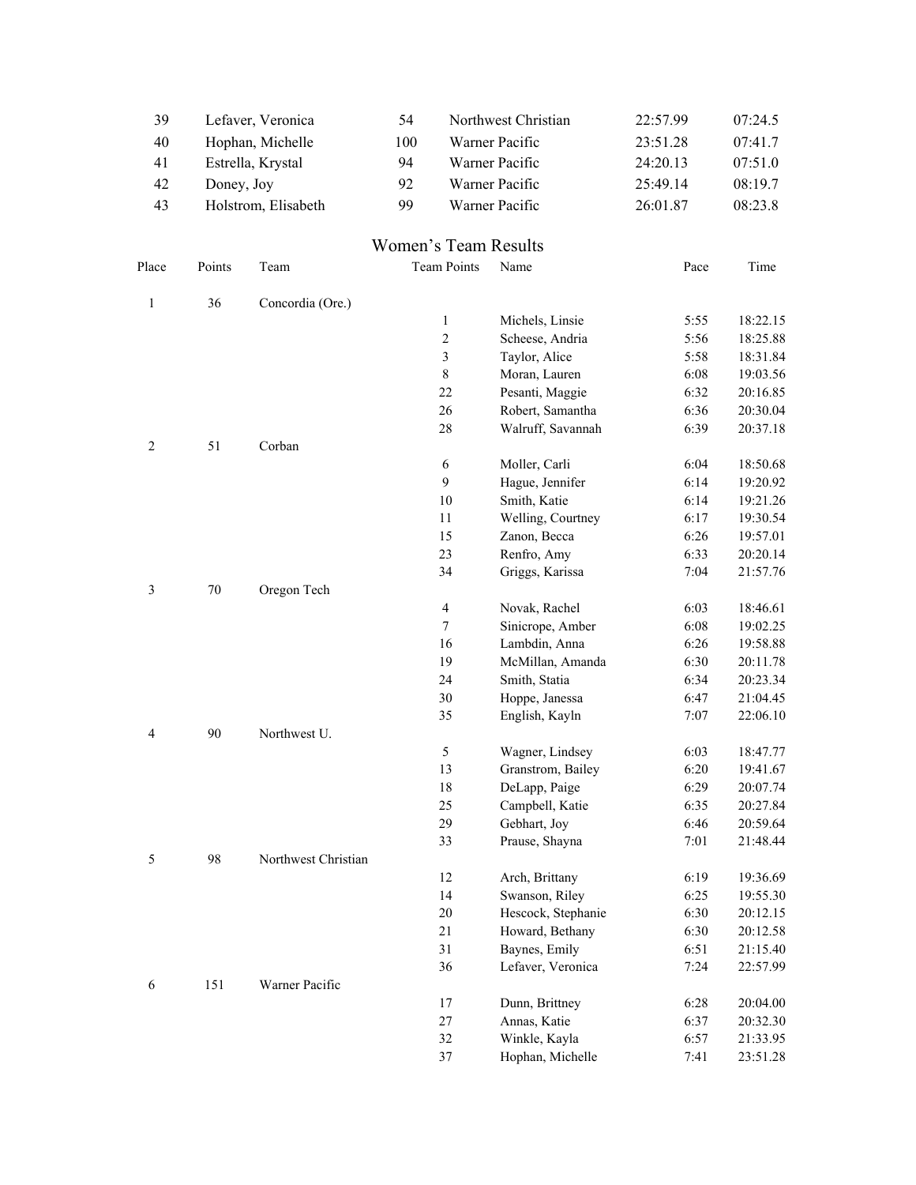| 39 | Lefaver, Veronica | 54 | Northwest Christian | 22:57.99 | 07:24.5 |
|---|---|---|---|---|---|
| 40 | Hophan, Michelle | 100 | Warner Pacific | 23:51.28 | 07:41.7 |
| 41 | Estrella, Krystal | 94 | Warner Pacific | 24:20.13 | 07:51.0 |
| 42 | Doney, Joy | 92 | Warner Pacific | 25:49.14 | 08:19.7 |
| 43 | Holstrom, Elisabeth | 99 | Warner Pacific | 26:01.87 | 08:23.8 |

## Women's Team Results

| Place | Points | Team | Team Points | Name | Pace | Time |
|---|---|---|---|---|---|---|
| 1 | 36 | Concordia (Ore.) | | | | |
| | | | 1 | Michels, Linsie | 5:55 | 18:22.15 |
| | | | 2 | Scheese, Andria | 5:56 | 18:25.88 |
| | | | 3 | Taylor, Alice | 5:58 | 18:31.84 |
| | | | 8 | Moran, Lauren | 6:08 | 19:03.56 |
| | | | 22 | Pesanti, Maggie | 6:32 | 20:16.85 |
| | | | 26 | Robert, Samantha | 6:36 | 20:30.04 |
| | | | 28 | Walruff, Savannah | 6:39 | 20:37.18 |
| 2 | 51 | Corban | | | | |
| | | | 6 | Moller, Carli | 6:04 | 18:50.68 |
| | | | 9 | Hague, Jennifer | 6:14 | 19:20.92 |
| | | | 10 | Smith, Katie | 6:14 | 19:21.26 |
| | | | 11 | Welling, Courtney | 6:17 | 19:30.54 |
| | | | 15 | Zanon, Becca | 6:26 | 19:57.01 |
| | | | 23 | Renfro, Amy | 6:33 | 20:20.14 |
| | | | 34 | Griggs, Karissa | 7:04 | 21:57.76 |
| 3 | 70 | Oregon Tech | | | | |
| | | | 4 | Novak, Rachel | 6:03 | 18:46.61 |
| | | | 7 | Sinicrope, Amber | 6:08 | 19:02.25 |
| | | | 16 | Lambdin, Anna | 6:26 | 19:58.88 |
| | | | 19 | McMillan, Amanda | 6:30 | 20:11.78 |
| | | | 24 | Smith, Statia | 6:34 | 20:23.34 |
| | | | 30 | Hoppe, Janessa | 6:47 | 21:04.45 |
| | | | 35 | English, Kayln | 7:07 | 22:06.10 |
| 4 | 90 | Northwest U. | | | | |
| | | | 5 | Wagner, Lindsey | 6:03 | 18:47.77 |
| | | | 13 | Granstrom, Bailey | 6:20 | 19:41.67 |
| | | | 18 | DeLapp, Paige | 6:29 | 20:07.74 |
| | | | 25 | Campbell, Katie | 6:35 | 20:27.84 |
| | | | 29 | Gebhart, Joy | 6:46 | 20:59.64 |
| | | | 33 | Prause, Shayna | 7:01 | 21:48.44 |
| 5 | 98 | Northwest Christian | | | | |
| | | | 12 | Arch, Brittany | 6:19 | 19:36.69 |
| | | | 14 | Swanson, Riley | 6:25 | 19:55.30 |
| | | | 20 | Hescock, Stephanie | 6:30 | 20:12.15 |
| | | | 21 | Howard, Bethany | 6:30 | 20:12.58 |
| | | | 31 | Baynes, Emily | 6:51 | 21:15.40 |
| | | | 36 | Lefaver, Veronica | 7:24 | 22:57.99 |
| 6 | 151 | Warner Pacific | | | | |
| | | | 17 | Dunn, Brittney | 6:28 | 20:04.00 |
| | | | 27 | Annas, Katie | 6:37 | 20:32.30 |
| | | | 32 | Winkle, Kayla | 6:57 | 21:33.95 |
| | | | 37 | Hophan, Michelle | 7:41 | 23:51.28 |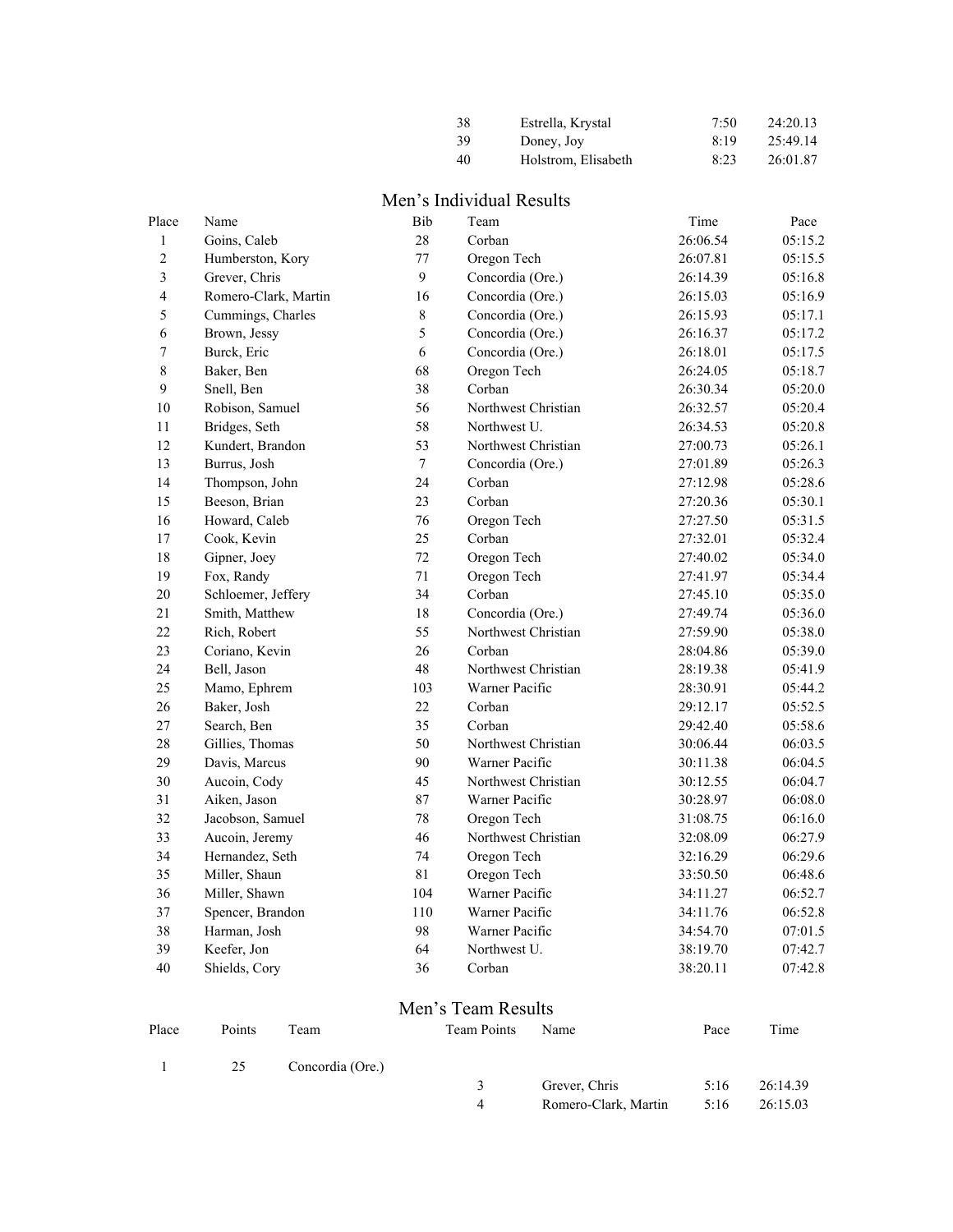| | | | |
|---|---|---|---|
| 38 | Estrella, Krystal | 7:50 | 24:20.13 |
| 39 | Doney, Joy | 8:19 | 25:49.14 |
| 40 | Holstrom, Elisabeth | 8:23 | 26:01.87 |

## Men's Individual Results

| Place | Name | Bib | Team | Time | Pace |
|---|---|---|---|---|---|
| 1 | Goins, Caleb | 28 | Corban | 26:06.54 | 05:15.2 |
| 2 | Humberston, Kory | 77 | Oregon Tech | 26:07.81 | 05:15.5 |
| 3 | Grever, Chris | 9 | Concordia (Ore.) | 26:14.39 | 05:16.8 |
| 4 | Romero-Clark, Martin | 16 | Concordia (Ore.) | 26:15.03 | 05:16.9 |
| 5 | Cummings, Charles | 8 | Concordia (Ore.) | 26:15.93 | 05:17.1 |
| 6 | Brown, Jessy | 5 | Concordia (Ore.) | 26:16.37 | 05:17.2 |
| 7 | Burck, Eric | 6 | Concordia (Ore.) | 26:18.01 | 05:17.5 |
| 8 | Baker, Ben | 68 | Oregon Tech | 26:24.05 | 05:18.7 |
| 9 | Snell, Ben | 38 | Corban | 26:30.34 | 05:20.0 |
| 10 | Robison, Samuel | 56 | Northwest Christian | 26:32.57 | 05:20.4 |
| 11 | Bridges, Seth | 58 | Northwest U. | 26:34.53 | 05:20.8 |
| 12 | Kundert, Brandon | 53 | Northwest Christian | 27:00.73 | 05:26.1 |
| 13 | Burrus, Josh | 7 | Concordia (Ore.) | 27:01.89 | 05:26.3 |
| 14 | Thompson, John | 24 | Corban | 27:12.98 | 05:28.6 |
| 15 | Beeson, Brian | 23 | Corban | 27:20.36 | 05:30.1 |
| 16 | Howard, Caleb | 76 | Oregon Tech | 27:27.50 | 05:31.5 |
| 17 | Cook, Kevin | 25 | Corban | 27:32.01 | 05:32.4 |
| 18 | Gipner, Joey | 72 | Oregon Tech | 27:40.02 | 05:34.0 |
| 19 | Fox, Randy | 71 | Oregon Tech | 27:41.97 | 05:34.4 |
| 20 | Schloemer, Jeffery | 34 | Corban | 27:45.10 | 05:35.0 |
| 21 | Smith, Matthew | 18 | Concordia (Ore.) | 27:49.74 | 05:36.0 |
| 22 | Rich, Robert | 55 | Northwest Christian | 27:59.90 | 05:38.0 |
| 23 | Coriano, Kevin | 26 | Corban | 28:04.86 | 05:39.0 |
| 24 | Bell, Jason | 48 | Northwest Christian | 28:19.38 | 05:41.9 |
| 25 | Mamo, Ephrem | 103 | Warner Pacific | 28:30.91 | 05:44.2 |
| 26 | Baker, Josh | 22 | Corban | 29:12.17 | 05:52.5 |
| 27 | Search, Ben | 35 | Corban | 29:42.40 | 05:58.6 |
| 28 | Gillies, Thomas | 50 | Northwest Christian | 30:06.44 | 06:03.5 |
| 29 | Davis, Marcus | 90 | Warner Pacific | 30:11.38 | 06:04.5 |
| 30 | Aucoin, Cody | 45 | Northwest Christian | 30:12.55 | 06:04.7 |
| 31 | Aiken, Jason | 87 | Warner Pacific | 30:28.97 | 06:08.0 |
| 32 | Jacobson, Samuel | 78 | Oregon Tech | 31:08.75 | 06:16.0 |
| 33 | Aucoin, Jeremy | 46 | Northwest Christian | 32:08.09 | 06:27.9 |
| 34 | Hernandez, Seth | 74 | Oregon Tech | 32:16.29 | 06:29.6 |
| 35 | Miller, Shaun | 81 | Oregon Tech | 33:50.50 | 06:48.6 |
| 36 | Miller, Shawn | 104 | Warner Pacific | 34:11.27 | 06:52.7 |
| 37 | Spencer, Brandon | 110 | Warner Pacific | 34:11.76 | 06:52.8 |
| 38 | Harman, Josh | 98 | Warner Pacific | 34:54.70 | 07:01.5 |
| 39 | Keefer, Jon | 64 | Northwest U. | 38:19.70 | 07:42.7 |
| 40 | Shields, Cory | 36 | Corban | 38:20.11 | 07:42.8 |

## Men's Team Results

| Place | Points | Team | Team Points | Name | Pace | Time |
|---|---|---|---|---|---|---|
| 1 | 25 | Concordia (Ore.) | | | | |
| | | | 3 | Grever, Chris | 5:16 | 26:14.39 |
| | | | 4 | Romero-Clark, Martin | 5:16 | 26:15.03 |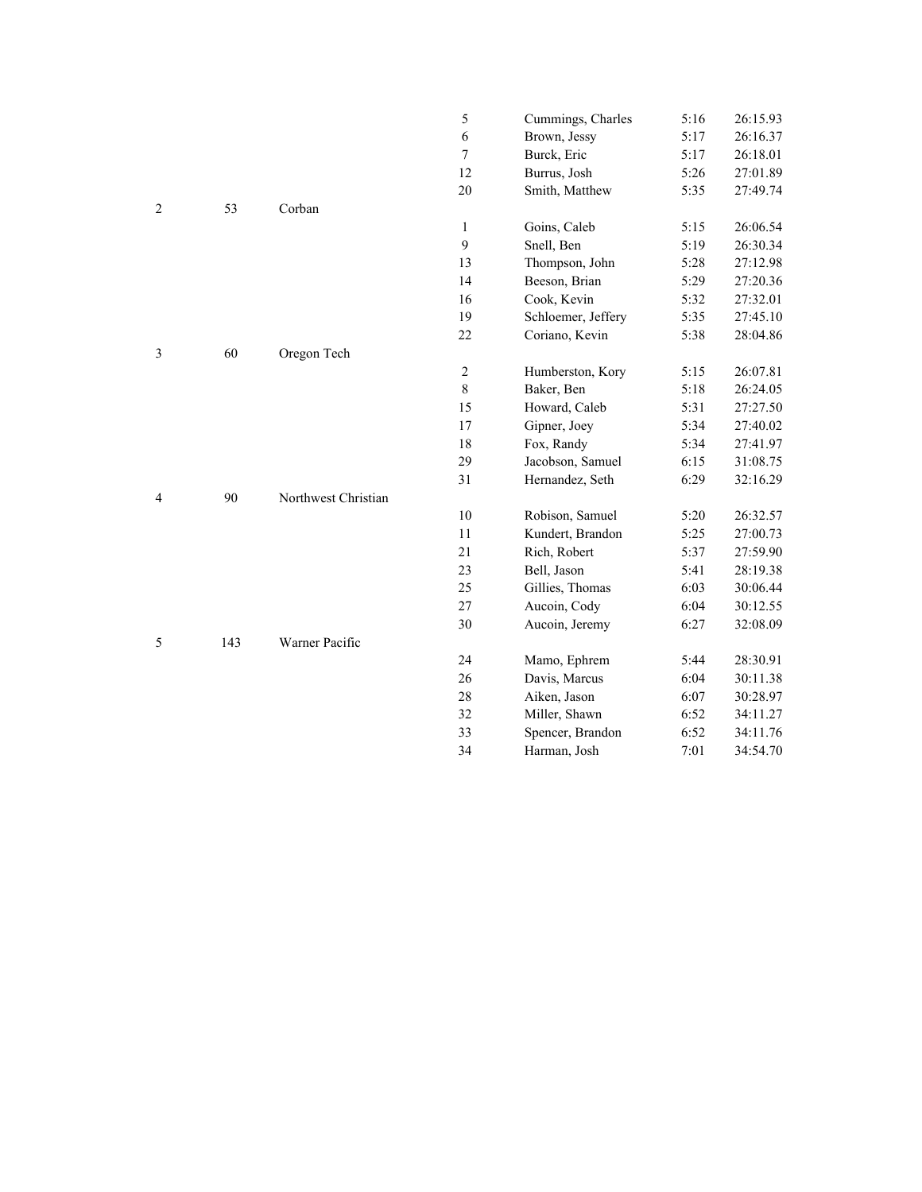| | | | | | | |
|---|---|---|---|---|---|---|
| | | | 5 | Cummings, Charles | 5:16 | 26:15.93 |
| | | | 6 | Brown, Jessy | 5:17 | 26:16.37 |
| | | | 7 | Burck, Eric | 5:17 | 26:18.01 |
| | | | 12 | Burrus, Josh | 5:26 | 27:01.89 |
| | | | 20 | Smith, Matthew | 5:35 | 27:49.74 |
| 2 | 53 | Corban | | | | |
| | | | 1 | Goins, Caleb | 5:15 | 26:06.54 |
| | | | 9 | Snell, Ben | 5:19 | 26:30.34 |
| | | | 13 | Thompson, John | 5:28 | 27:12.98 |
| | | | 14 | Beeson, Brian | 5:29 | 27:20.36 |
| | | | 16 | Cook, Kevin | 5:32 | 27:32.01 |
| | | | 19 | Schloemer, Jeffery | 5:35 | 27:45.10 |
| | | | 22 | Coriano, Kevin | 5:38 | 28:04.86 |
| 3 | 60 | Oregon Tech | | | | |
| | | | 2 | Humberston, Kory | 5:15 | 26:07.81 |
| | | | 8 | Baker, Ben | 5:18 | 26:24.05 |
| | | | 15 | Howard, Caleb | 5:31 | 27:27.50 |
| | | | 17 | Gipner, Joey | 5:34 | 27:40.02 |
| | | | 18 | Fox, Randy | 5:34 | 27:41.97 |
| | | | 29 | Jacobson, Samuel | 6:15 | 31:08.75 |
| | | | 31 | Hernandez, Seth | 6:29 | 32:16.29 |
| 4 | 90 | Northwest Christian | | | | |
| | | | 10 | Robison, Samuel | 5:20 | 26:32.57 |
| | | | 11 | Kundert, Brandon | 5:25 | 27:00.73 |
| | | | 21 | Rich, Robert | 5:37 | 27:59.90 |
| | | | 23 | Bell, Jason | 5:41 | 28:19.38 |
| | | | 25 | Gillies, Thomas | 6:03 | 30:06.44 |
| | | | 27 | Aucoin, Cody | 6:04 | 30:12.55 |
| | | | 30 | Aucoin, Jeremy | 6:27 | 32:08.09 |
| 5 | 143 | Warner Pacific | | | | |
| | | | 24 | Mamo, Ephrem | 5:44 | 28:30.91 |
| | | | 26 | Davis, Marcus | 6:04 | 30:11.38 |
| | | | 28 | Aiken, Jason | 6:07 | 30:28.97 |
| | | | 32 | Miller, Shawn | 6:52 | 34:11.27 |
| | | | 33 | Spencer, Brandon | 6:52 | 34:11.76 |
| | | | 34 | Harman, Josh | 7:01 | 34:54.70 |